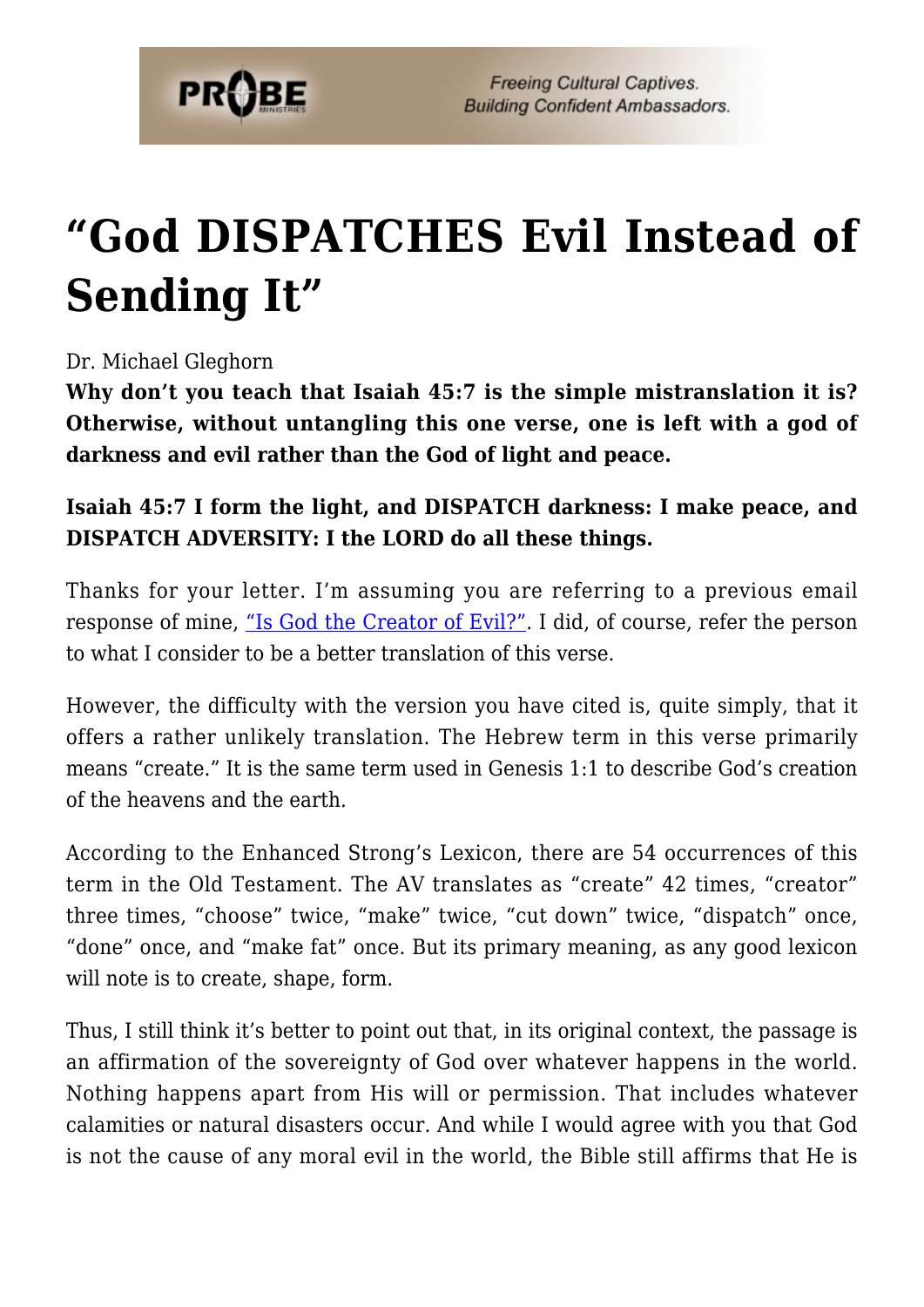# "God DISPATCHES Evil Instead of Sending It"

Dr. Michael Gleghorn

**Why don't you teach that Isaiah 45:7 is the simple mistranslation it is? Otherwise, without untangling this one verse, one is left with a god of darkness and evil rather than the God of light and peace.**

**Isaiah 45:7 I form the light, and DISPATCH darkness: I make peace, and DISPATCH ADVERSITY: I the LORD do all these things.**

Thanks for your letter. I'm assuming you are referring to a previous email response of mine, "Is God the Creator of Evil?". I did, of course, refer the person to what I consider to be a better translation of this verse.

However, the difficulty with the version you have cited is, quite simply, that it offers a rather unlikely translation. The Hebrew term in this verse primarily means "create." It is the same term used in Genesis 1:1 to describe God's creation of the heavens and the earth.

According to the Enhanced Strong's Lexicon, there are 54 occurrences of this term in the Old Testament. The AV translates as "create" 42 times, "creator" three times, "choose" twice, "make" twice, "cut down" twice, "dispatch" once, "done" once, and "make fat" once. But its primary meaning, as any good lexicon will note is to create, shape, form.

Thus, I still think it's better to point out that, in its original context, the passage is an affirmation of the sovereignty of God over whatever happens in the world. Nothing happens apart from His will or permission. That includes whatever calamities or natural disasters occur. And while I would agree with you that God is not the cause of any moral evil in the world, the Bible still affirms that He is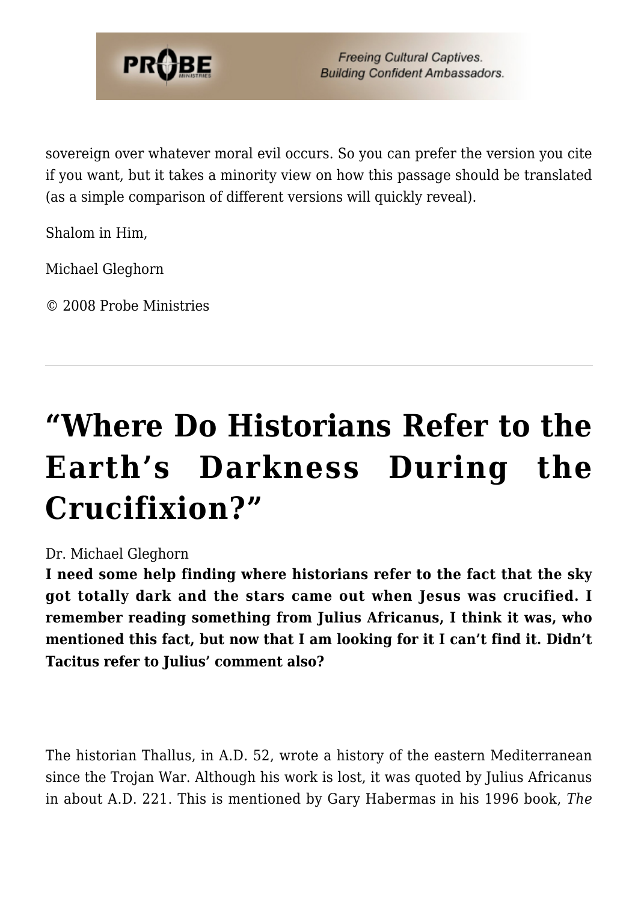sovereign over whatever moral evil occurs. So you can prefer the version you cite if you want, but it takes a minority view on how this passage should be translated (as a simple comparison of different versions will quickly reveal).

Shalom in Him,

Michael Gleghorn

© 2008 Probe Ministries

---

# "Where Do Historians Refer to the Earth's Darkness During the Crucifixion?"

Dr. Michael Gleghorn

**I need some help finding where historians refer to the fact that the sky got totally dark and the stars came out when Jesus was crucified. I remember reading something from Julius Africanus, I think it was, who mentioned this fact, but now that I am looking for it I can't find it. Didn't Tacitus refer to Julius' comment also?**

The historian Thallus, in A.D. 52, wrote a history of the eastern Mediterranean since the Trojan War. Although his work is lost, it was quoted by Julius Africanus in about A.D. 221. This is mentioned by Gary Habermas in his 1996 book, *The*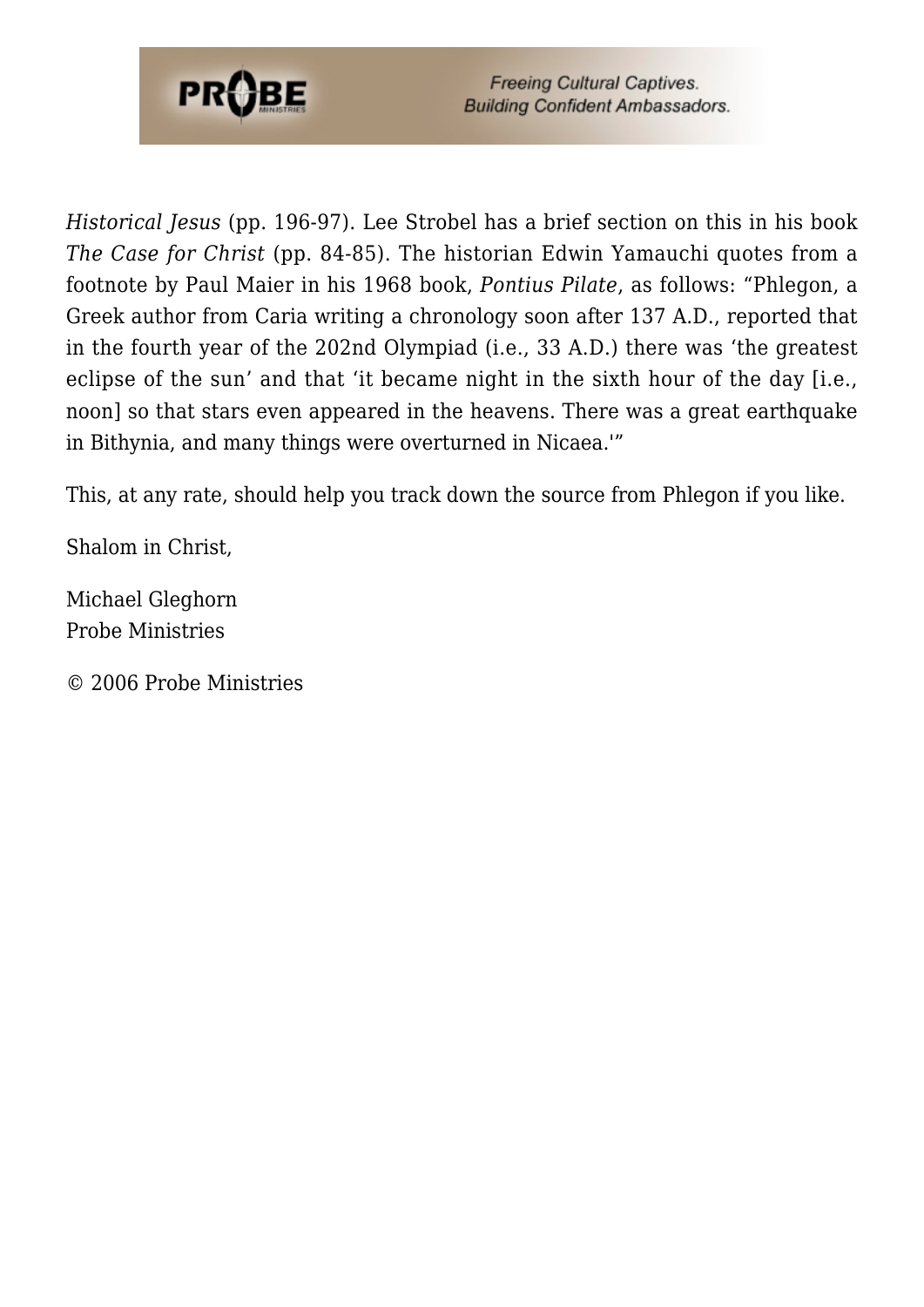*Historical Jesus* (pp. 196-97). Lee Strobel has a brief section on this in his book *The Case for Christ* (pp. 84-85). The historian Edwin Yamauchi quotes from a footnote by Paul Maier in his 1968 book, *Pontius Pilate*, as follows: "Phlegon, a Greek author from Caria writing a chronology soon after 137 A.D., reported that in the fourth year of the 202nd Olympiad (i.e., 33 A.D.) there was 'the greatest eclipse of the sun' and that 'it became night in the sixth hour of the day [i.e., noon] so that stars even appeared in the heavens. There was a great earthquake in Bithynia, and many things were overturned in Nicaea.'"

This, at any rate, should help you track down the source from Phlegon if you like.

Shalom in Christ,

Michael Gleghorn
Probe Ministries

© 2006 Probe Ministries